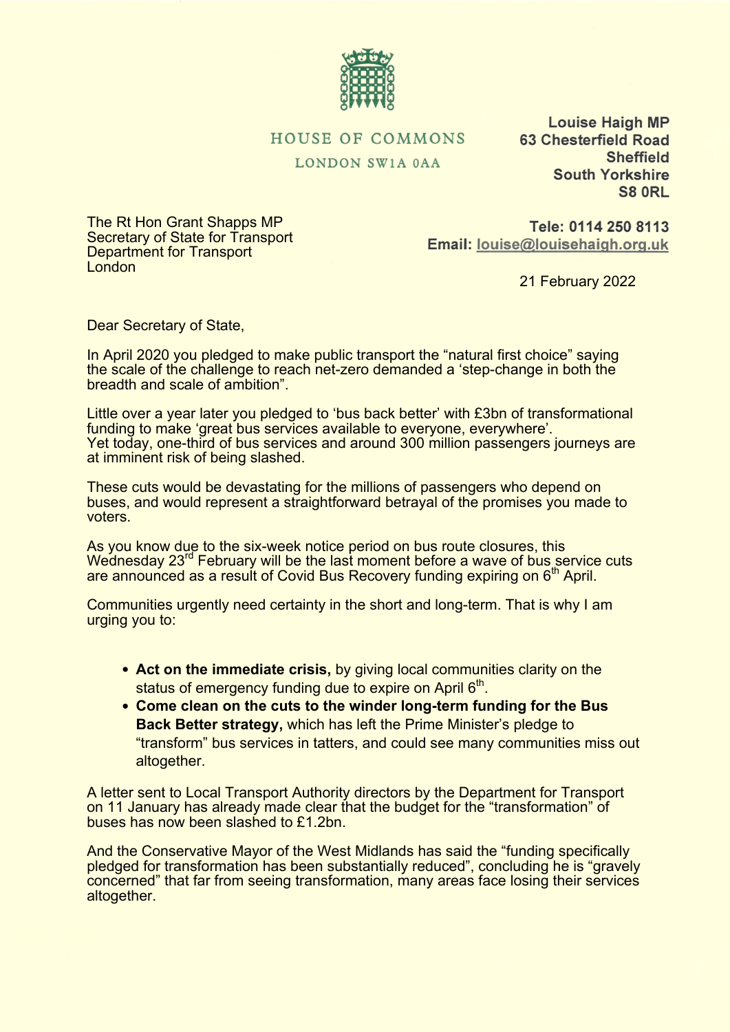HOUSE OF COMMONS

LONDON SW1A 0AA

**Louise Haigh MP**
**63 Chesterfield Road**
**Sheffield**
**South Yorkshire**
**S8 0RL**

The Rt Hon Grant Shapps MP
Secretary of State for Transport
Department for Transport
London

**Tele: 0114 250 8113**
**Email:** louise@louisehaigh.org.uk

21 February 2022

Dear Secretary of State,

In April 2020 you pledged to make public transport the "natural first choice" saying the scale of the challenge to reach net-zero demanded a 'step-change in both the breadth and scale of ambition".

Little over a year later you pledged to 'bus back better' with £3bn of transformational funding to make 'great bus services available to everyone, everywhere'.
Yet today, one-third of bus services and around 300 million passengers journeys are at imminent risk of being slashed.

These cuts would be devastating for the millions of passengers who depend on buses, and would represent a straightforward betrayal of the promises you made to voters.

As you know due to the six-week notice period on bus route closures, this Wednesday 23rd February will be the last moment before a wave of bus service cuts are announced as a result of Covid Bus Recovery funding expiring on 6th April.

Communities urgently need certainty in the short and long-term. That is why I am urging you to:

- **Act on the immediate crisis,** by giving local communities clarity on the status of emergency funding due to expire on April 6th.
- **Come clean on the cuts to the winder long-term funding for the Bus Back Better strategy,** which has left the Prime Minister's pledge to "transform" bus services in tatters, and could see many communities miss out altogether.

A letter sent to Local Transport Authority directors by the Department for Transport on 11 January has already made clear that the budget for the "transformation" of buses has now been slashed to £1.2bn.

And the Conservative Mayor of the West Midlands has said the "funding specifically pledged for transformation has been substantially reduced", concluding he is "gravely concerned" that far from seeing transformation, many areas face losing their services altogether.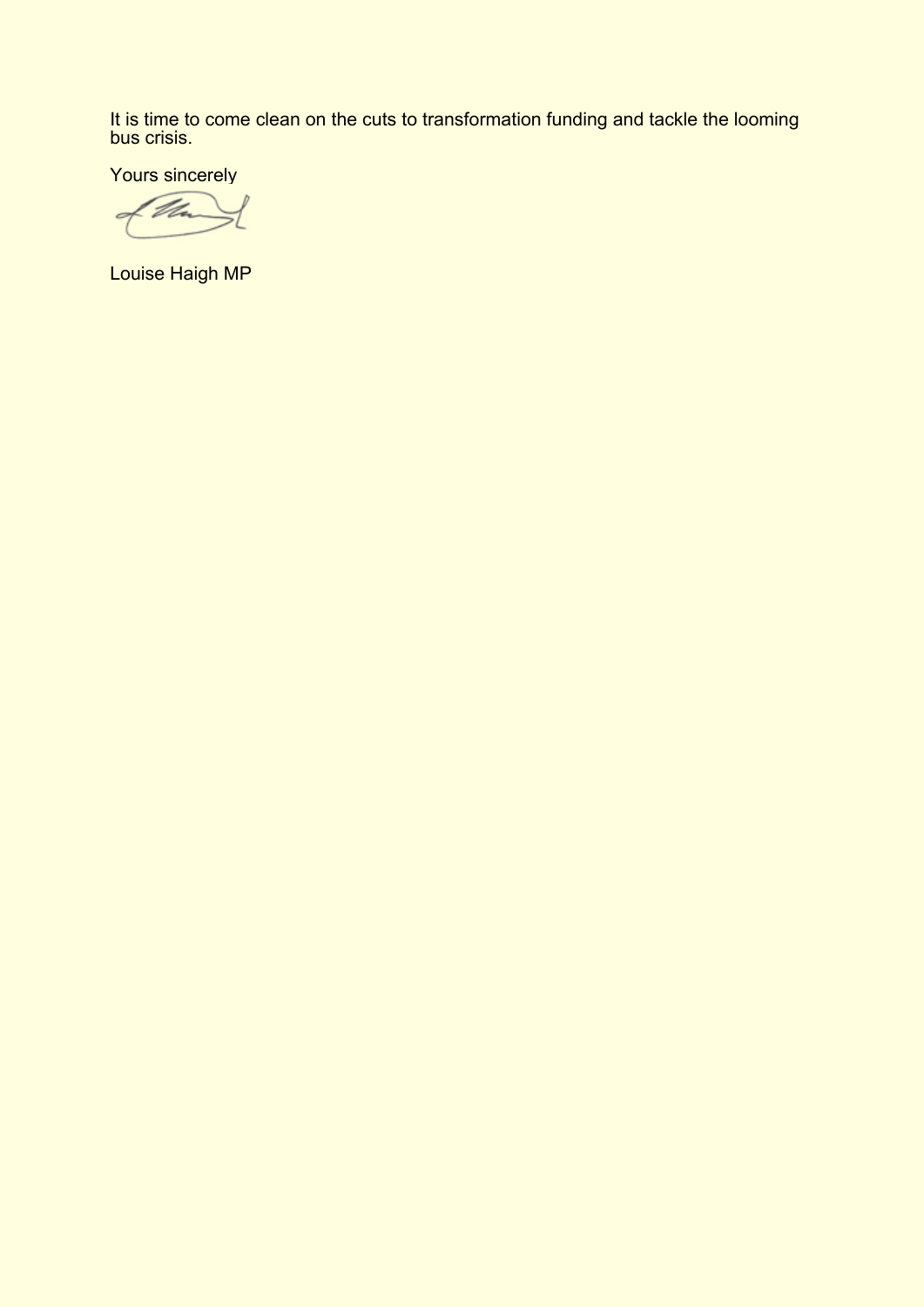It is time to come clean on the cuts to transformation funding and tackle the looming bus crisis.

Yours sincerely

Louise Haigh MP